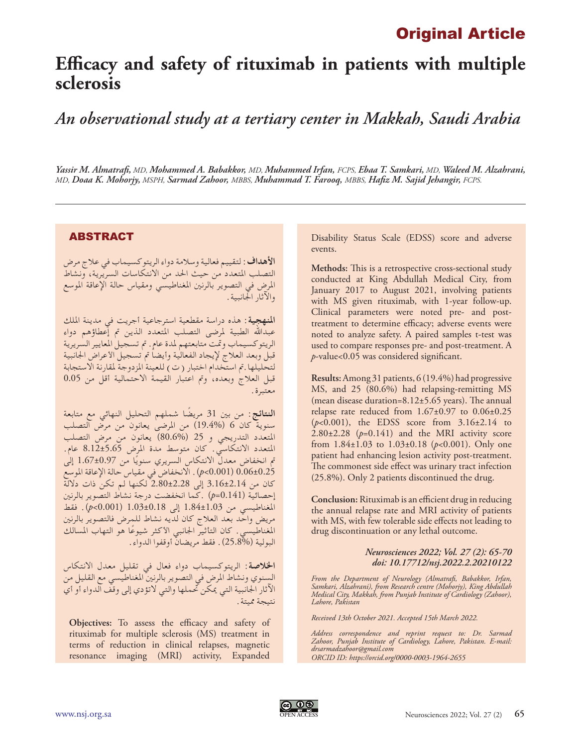Original Article

# Efficacy and safety of rituximab in patients with multiple sclerosis

## *An observational study at a tertiary center in Makkah, Saudi Arabia*

***Yassir M. Almatrafi,** MD,* ***Mohammed A. Babakkor,** MD,* ***Muhammed Irfan,** FCPS,* ***Ebaa T. Samkari,** MD,* ***Waleed M. Alzahrani,** MD,* ***Doaa K. Mohorjy,** MSPH,* ***Sarmad Zahoor,** MBBS,* ***Muhammad T. Farooq,** MBBS,* ***Hafiz M. Sajid Jehangir,** FCPS.*

## ABSTRACT

**الأهداف:** لتقييم فعالية وسلامة دواء الريتوكسيماب في علاج مرض التصلب المتعدد من حيث الحد من الانتكاسات السريرية، ونشاط المرض في التصوير بالرنين المغناطيسي ومقياس حالة الإعاقة الموسع والآثار الجانبية.

**المنهجية:** هذه دراسة مقطعية استرجاعية أجريت في مدينة الملك عبدالله الطبية لمرضى التصلب المتعدد الذين تم إعطاؤهم دواء الريتوكسيماب وتمت متابعتهم لمدة عام. تم تسجيل المعايير السريرية قبل وبعد العلاج لإيجاد الفعالية وأيضاً تم تسجيل الأعراض الجانبية لتحليلها. تم استخدام اختبار (ت) للعينة المزدوجة لمقارنة الاستجابة قبل العلاج وبعده، وتم اعتبار القيمة الاحتمالية أقل من 0.05 معتبرة.

**النتائج:** من بين 31 مريضًا شملهم التحليل النهائي مع متابعة سنوية كان 6 (19.4%) من المرضى يعانون من مرض التصلب المتعدد التدريجي و 25 (80.6%) يعانون من مرض التصلب المتعدد الانتكاسي. كان متوسط مدة المرض 8.12±5.65 عام. تم انخفاض معدل الانتكاس السريري سنويًا من 1.67±0.97 إلى 0.06±0.25 ($p$<0.001). الانخفاض في مقياس حالة الإعاقة الموسع كان من 3.16±2.14 إلى 2.80±2.28 لكنها لم تكن ذات دلالة إحصائية ($p$=0.141). كما انخفضت درجة نشاط التصوير بالرنين المغناطيسي من 1.84±1.03 إلى 1.03±0.18 ($p$<0.001). فقط مريض واحد بعد العلاج كان لديه نشاط للمرض فالتصوير بالرنين المغناطيسي. كان التأثير الجانبي الأكثر شيوعًا هو التهاب المسالك البولية (25.8%). فقط مريضان أوقفوا الدواء.

**الخلاصة:** الريتوكسيماب دواء فعال في تقليل معدل الانتكاس السنوي ونشاط المرض في التصوير بالرنين المغناطيسي مع القليل من الآثار الجانبية التي يمكن تحملها والتي لاتؤدي إلى وقف الدواء أو أي نتيجة مميتة.

**Objectives:** To assess the efficacy and safety of rituximab for multiple sclerosis (MS) treatment in terms of reduction in clinical relapses, magnetic resonance imaging (MRI) activity, Expanded Disability Status Scale (EDSS) score and adverse events.

**Methods:** This is a retrospective cross-sectional study conducted at King Abdullah Medical City, from January 2017 to August 2021, involving patients with MS given rituximab, with 1-year follow-up. Clinical parameters were noted pre- and post-treatment to determine efficacy; adverse events were noted to analyze safety. A paired samples t-test was used to compare responses pre- and post-treatment. A $p$-value<0.05 was considered significant.

**Results:** Among 31 patients, 6 (19.4%) had progressive MS, and 25 (80.6%) had relapsing-remitting MS (mean disease duration=8.12±5.65 years). The annual relapse rate reduced from 1.67±0.97 to 0.06±0.25 ($p$<0.001), the EDSS score from 3.16±2.14 to 2.80±2.28 ($p$=0.141) and the MRI activity score from 1.84±1.03 to 1.03±0.18 ($p$<0.001). Only one patient had enhancing lesion activity post-treatment. The commonest side effect was urinary tract infection (25.8%). Only 2 patients discontinued the drug.

**Conclusion:** Rituximab is an efficient drug in reducing the annual relapse rate and MRI activity of patients with MS, with few tolerable side effects not leading to drug discontinuation or any lethal outcome.

***Neurosciences 2022; Vol. 27 (2): 65-70***
***doi: 10.17712/nsj.2022.2.20210122***

*From the Department of Neurology (Almatrafi, Babakkor, Irfan, Samkari, Alzahrani), from Research centre (Mohorjy), King Abdullah Medical City, Makkah, from Punjab Institute of Cardiology (Zahoor), Lahore, Pakistan*

*Received 13th October 2021. Accepted 15th March 2022.*

*Address correspondence and reprint request to: Dr. Sarmad Zahoor, Punjab Institute of Cardiology, Lahore, Pakistan. E-mail: drsarmadzahoor@gmail.com*
*ORCID ID: https://orcid.org/0000-0003-1964-2655*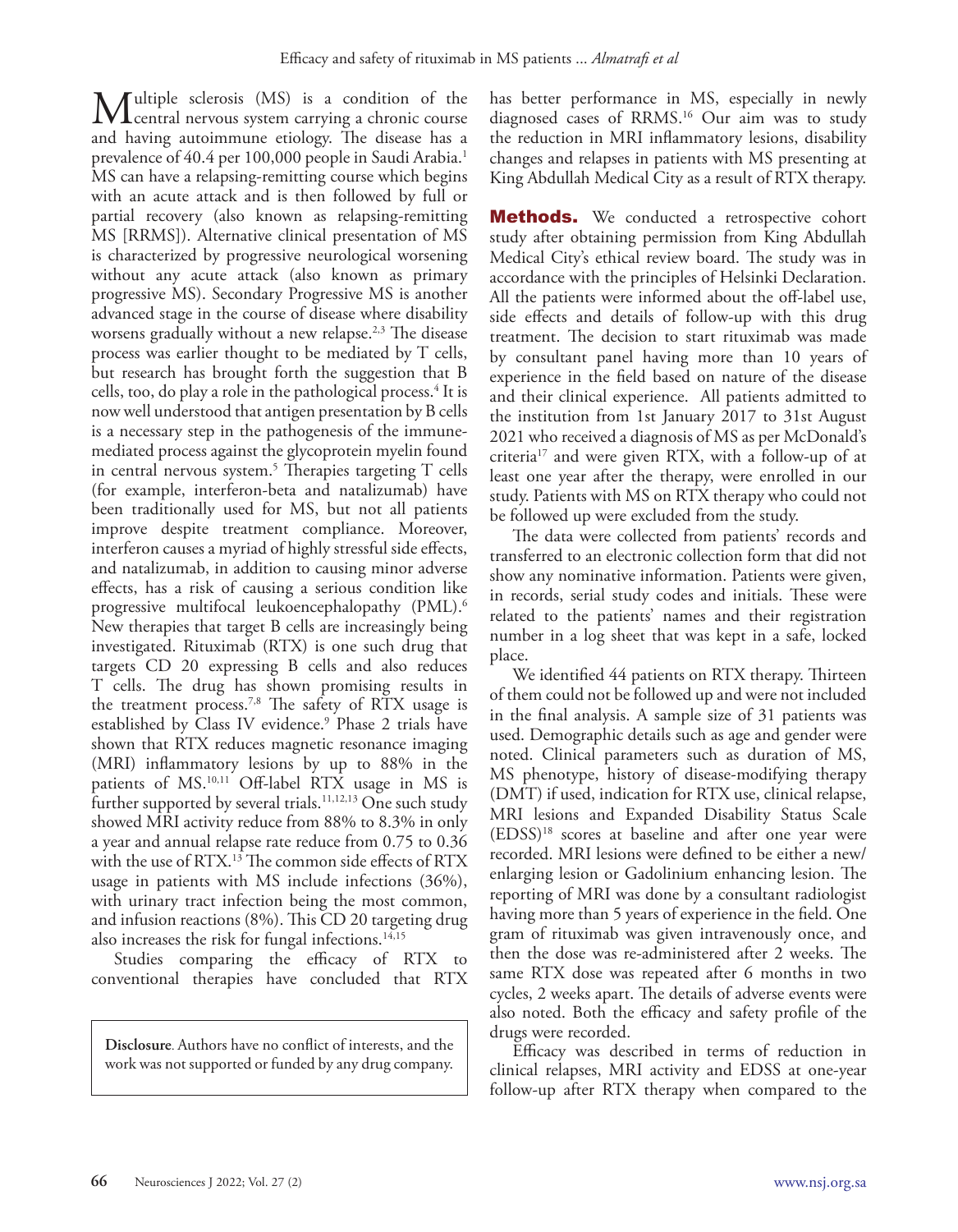Multiple sclerosis (MS) is a condition of the central nervous system carrying a chronic course and having autoimmune etiology. The disease has a prevalence of 40.4 per 100,000 people in Saudi Arabia.[1] MS can have a relapsing-remitting course which begins with an acute attack and is then followed by full or partial recovery (also known as relapsing-remitting MS [RRMS]). Alternative clinical presentation of MS is characterized by progressive neurological worsening without any acute attack (also known as primary progressive MS). Secondary Progressive MS is another advanced stage in the course of disease where disability worsens gradually without a new relapse.[2,3] The disease process was earlier thought to be mediated by T cells, but research has brought forth the suggestion that B cells, too, do play a role in the pathological process.[4] It is now well understood that antigen presentation by B cells is a necessary step in the pathogenesis of the immune-mediated process against the glycoprotein myelin found in central nervous system.[5] Therapies targeting T cells (for example, interferon-beta and natalizumab) have been traditionally used for MS, but not all patients improve despite treatment compliance. Moreover, interferon causes a myriad of highly stressful side effects, and natalizumab, in addition to causing minor adverse effects, has a risk of causing a serious condition like progressive multifocal leukoencephalopathy (PML).[6] New therapies that target B cells are increasingly being investigated. Rituximab (RTX) is one such drug that targets CD 20 expressing B cells and also reduces T cells. The drug has shown promising results in the treatment process.[7,8] The safety of RTX usage is established by Class IV evidence.[9] Phase 2 trials have shown that RTX reduces magnetic resonance imaging (MRI) inflammatory lesions by up to 88% in the patients of MS.[10,11] Off-label RTX usage in MS is further supported by several trials.[11,12,13] One such study showed MRI activity reduce from 88% to 8.3% in only a year and annual relapse rate reduce from 0.75 to 0.36 with the use of RTX.[13] The common side effects of RTX usage in patients with MS include infections (36%), with urinary tract infection being the most common, and infusion reactions (8%). This CD 20 targeting drug also increases the risk for fungal infections.[14,15]

Studies comparing the efficacy of RTX to conventional therapies have concluded that RTX has better performance in MS, especially in newly diagnosed cases of RRMS.[16] Our aim was to study the reduction in MRI inflammatory lesions, disability changes and relapses in patients with MS presenting at King Abdullah Medical City as a result of RTX therapy.

**Disclosure**. Authors have no conflict of interests, and the work was not supported or funded by any drug company.

## Methods.

We conducted a retrospective cohort study after obtaining permission from King Abdullah Medical City's ethical review board. The study was in accordance with the principles of Helsinki Declaration. All the patients were informed about the off-label use, side effects and details of follow-up with this drug treatment. The decision to start rituximab was made by consultant panel having more than 10 years of experience in the field based on nature of the disease and their clinical experience. All patients admitted to the institution from 1st January 2017 to 31st August 2021 who received a diagnosis of MS as per McDonald's criteria[17] and were given RTX, with a follow-up of at least one year after the therapy, were enrolled in our study. Patients with MS on RTX therapy who could not be followed up were excluded from the study.

The data were collected from patients' records and transferred to an electronic collection form that did not show any nominative information. Patients were given, in records, serial study codes and initials. These were related to the patients' names and their registration number in a log sheet that was kept in a safe, locked place.

We identified 44 patients on RTX therapy. Thirteen of them could not be followed up and were not included in the final analysis. A sample size of 31 patients was used. Demographic details such as age and gender were noted. Clinical parameters such as duration of MS, MS phenotype, history of disease-modifying therapy (DMT) if used, indication for RTX use, clinical relapse, MRI lesions and Expanded Disability Status Scale (EDSS)[18] scores at baseline and after one year were recorded. MRI lesions were defined to be either a new/enlarging lesion or Gadolinium enhancing lesion. The reporting of MRI was done by a consultant radiologist having more than 5 years of experience in the field. One gram of rituximab was given intravenously once, and then the dose was re-administered after 2 weeks. The same RTX dose was repeated after 6 months in two cycles, 2 weeks apart. The details of adverse events were also noted. Both the efficacy and safety profile of the drugs were recorded.

Efficacy was described in terms of reduction in clinical relapses, MRI activity and EDSS at one-year follow-up after RTX therapy when compared to the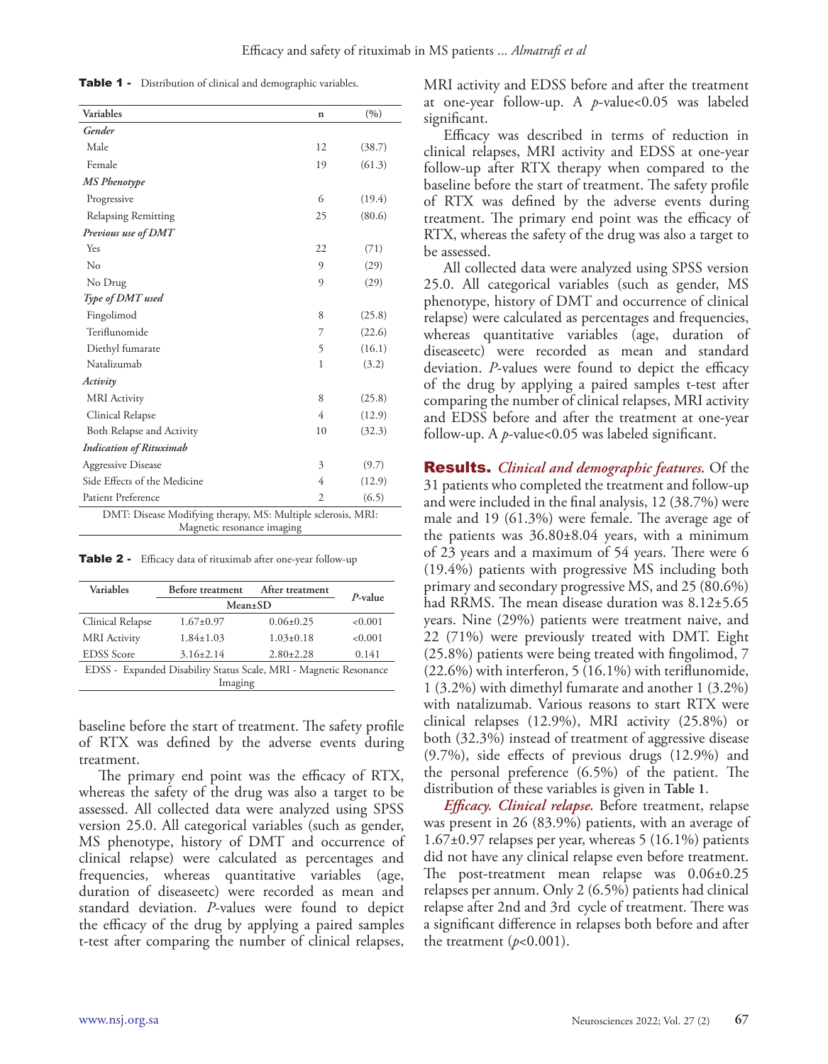**Table 1 -** Distribution of clinical and demographic variables.

| Variables | n | (%) |
|---|---|---|
| *Gender* | | |
| Male | 12 | (38.7) |
| Female | 19 | (61.3) |
| *MS Phenotype* | | |
| Progressive | 6 | (19.4) |
| Relapsing Remitting | 25 | (80.6) |
| *Previous use of DMT* | | |
| Yes | 22 | (71) |
| No | 9 | (29) |
| No Drug | 9 | (29) |
| *Type of DMT used* | | |
| Fingolimod | 8 | (25.8) |
| Teriflunomide | 7 | (22.6) |
| Diethyl fumarate | 5 | (16.1) |
| Natalizumab | 1 | (3.2) |
| *Activity* | | |
| MRI Activity | 8 | (25.8) |
| Clinical Relapse | 4 | (12.9) |
| Both Relapse and Activity | 10 | (32.3) |
| *Indication of Rituximab* | | |
| Aggressive Disease | 3 | (9.7) |
| Side Effects of the Medicine | 4 | (12.9) |
| Patient Preference | 2 | (6.5) |

DMT: Disease Modifying therapy, MS: Multiple sclerosis, MRI: Magnetic resonance imaging

**Table 2 -** Efficacy data of rituximab after one-year follow-up

| Variables | Before treatment | After treatment | *P*-value |
|---|---|---|---|
| | Mean±SD | | |
| Clinical Relapse | 1.67±0.97 | 0.06±0.25 | <0.001 |
| MRI Activity | 1.84±1.03 | 1.03±0.18 | <0.001 |
| EDSS Score | 3.16±2.14 | 2.80±2.28 | 0.141 |

EDSS - Expanded Disability Status Scale, MRI - Magnetic Resonance Imaging

baseline before the start of treatment. The safety profile of RTX was defined by the adverse events during treatment.

The primary end point was the efficacy of RTX, whereas the safety of the drug was also a target to be assessed. All collected data were analyzed using SPSS version 25.0. All categorical variables (such as gender, MS phenotype, history of DMT and occurrence of clinical relapse) were calculated as percentages and frequencies, whereas quantitative variables (age, duration of diseaseetc) were recorded as mean and standard deviation. *P*-values were found to depict the efficacy of the drug by applying a paired samples t-test after comparing the number of clinical relapses, MRI activity and EDSS before and after the treatment at one-year follow-up. A *p*-value<0.05 was labeled significant.

Efficacy was described in terms of reduction in clinical relapses, MRI activity and EDSS at one-year follow-up after RTX therapy when compared to the baseline before the start of treatment. The safety profile of RTX was defined by the adverse events during treatment. The primary end point was the efficacy of RTX, whereas the safety of the drug was also a target to be assessed.

All collected data were analyzed using SPSS version 25.0. All categorical variables (such as gender, MS phenotype, history of DMT and occurrence of clinical relapse) were calculated as percentages and frequencies, whereas quantitative variables (age, duration of diseaseetc) were recorded as mean and standard deviation. *P*-values were found to depict the efficacy of the drug by applying a paired samples t-test after comparing the number of clinical relapses, MRI activity and EDSS before and after the treatment at one-year follow-up. A *p*-value<0.05 was labeled significant.

## Results.

***Clinical and demographic features.*** Of the 31 patients who completed the treatment and follow-up and were included in the final analysis, 12 (38.7%) were male and 19 (61.3%) were female. The average age of the patients was 36.80±8.04 years, with a minimum of 23 years and a maximum of 54 years. There were 6 (19.4%) patients with progressive MS including both primary and secondary progressive MS, and 25 (80.6%) had RRMS. The mean disease duration was 8.12±5.65 years. Nine (29%) patients were treatment naive, and 22 (71%) were previously treated with DMT. Eight (25.8%) patients were being treated with fingolimod, 7 (22.6%) with interferon, 5 (16.1%) with teriflunomide, 1 (3.2%) with dimethyl fumarate and another 1 (3.2%) with natalizumab. Various reasons to start RTX were clinical relapses (12.9%), MRI activity (25.8%) or both (32.3%) instead of treatment of aggressive disease (9.7%), side effects of previous drugs (12.9%) and the personal preference (6.5%) of the patient. The distribution of these variables is given in **Table 1**.

***Efficacy. Clinical relapse.*** Before treatment, relapse was present in 26 (83.9%) patients, with an average of 1.67±0.97 relapses per year, whereas 5 (16.1%) patients did not have any clinical relapse even before treatment. The post-treatment mean relapse was 0.06±0.25 relapses per annum. Only 2 (6.5%) patients had clinical relapse after 2nd and 3rd cycle of treatment. There was a significant difference in relapses both before and after the treatment ($p$<0.001).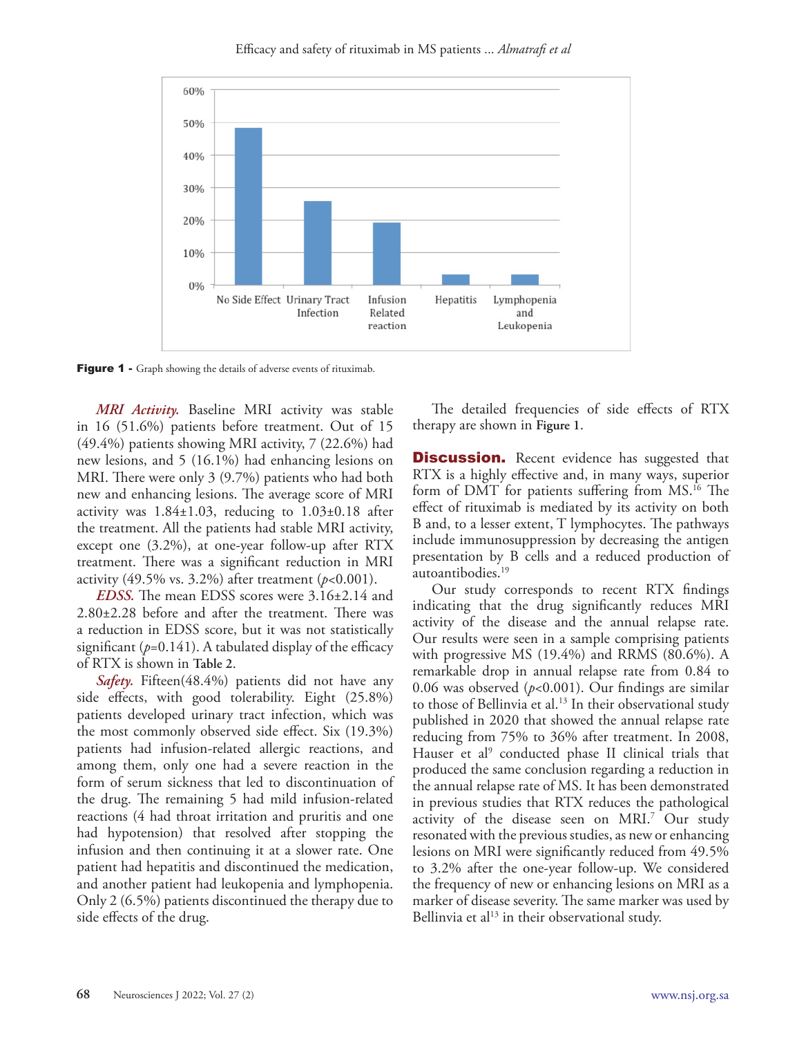Figure 1 - Graph showing the details of adverse events of rituximab.

***MRI Activity.*** Baseline MRI activity was stable in 16 (51.6%) patients before treatment. Out of 15 (49.4%) patients showing MRI activity, 7 (22.6%) had new lesions, and 5 (16.1%) had enhancing lesions on MRI. There were only 3 (9.7%) patients who had both new and enhancing lesions. The average score of MRI activity was 1.84±1.03, reducing to 1.03±0.18 after the treatment. All the patients had stable MRI activity, except one (3.2%), at one-year follow-up after RTX treatment. There was a significant reduction in MRI activity (49.5% vs. 3.2%) after treatment ($p$<0.001).

***EDSS.*** The mean EDSS scores were 3.16±2.14 and 2.80±2.28 before and after the treatment. There was a reduction in EDSS score, but it was not statistically significant ($p$=0.141). A tabulated display of the efficacy of RTX is shown in **Table 2**.

***Safety.*** Fifteen(48.4%) patients did not have any side effects, with good tolerability. Eight (25.8%) patients developed urinary tract infection, which was the most commonly observed side effect. Six (19.3%) patients had infusion-related allergic reactions, and among them, only one had a severe reaction in the form of serum sickness that led to discontinuation of the drug. The remaining 5 had mild infusion-related reactions (4 had throat irritation and pruritis and one had hypotension) that resolved after stopping the infusion and then continuing it at a slower rate. One patient had hepatitis and discontinued the medication, and another patient had leukopenia and lymphopenia. Only 2 (6.5%) patients discontinued the therapy due to side effects of the drug.

The detailed frequencies of side effects of RTX therapy are shown in **Figure 1**.

## Discussion.

Recent evidence has suggested that RTX is a highly effective and, in many ways, superior form of DMT for patients suffering from MS.[16] The effect of rituximab is mediated by its activity on both B and, to a lesser extent, T lymphocytes. The pathways include immunosuppression by decreasing the antigen presentation by B cells and a reduced production of autoantibodies.[19]

Our study corresponds to recent RTX findings indicating that the drug significantly reduces MRI activity of the disease and the annual relapse rate. Our results were seen in a sample comprising patients with progressive MS (19.4%) and RRMS (80.6%). A remarkable drop in annual relapse rate from 0.84 to 0.06 was observed ($p$<0.001). Our findings are similar to those of Bellinvia et al.[13] In their observational study published in 2020 that showed the annual relapse rate reducing from 75% to 36% after treatment. In 2008, Hauser et al[9] conducted phase II clinical trials that produced the same conclusion regarding a reduction in the annual relapse rate of MS. It has been demonstrated in previous studies that RTX reduces the pathological activity of the disease seen on MRI.[7] Our study resonated with the previous studies, as new or enhancing lesions on MRI were significantly reduced from 49.5% to 3.2% after the one-year follow-up. We considered the frequency of new or enhancing lesions on MRI as a marker of disease severity. The same marker was used by Bellinvia et al[13] in their observational study.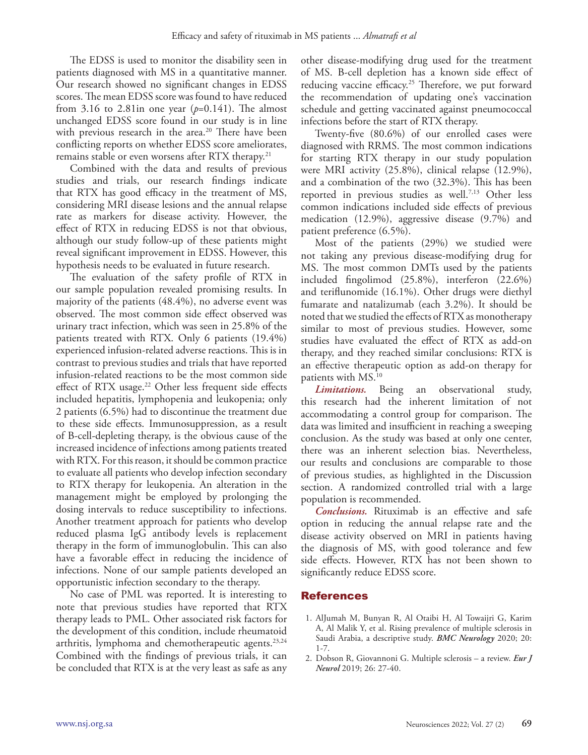The EDSS is used to monitor the disability seen in patients diagnosed with MS in a quantitative manner. Our research showed no significant changes in EDSS scores. The mean EDSS score was found to have reduced from 3.16 to 2.81in one year ($p$=0.141). The almost unchanged EDSS score found in our study is in line with previous research in the area.[20] There have been conflicting reports on whether EDSS score ameliorates, remains stable or even worsens after RTX therapy.[21]

Combined with the data and results of previous studies and trials, our research findings indicate that RTX has good efficacy in the treatment of MS, considering MRI disease lesions and the annual relapse rate as markers for disease activity. However, the effect of RTX in reducing EDSS is not that obvious, although our study follow-up of these patients might reveal significant improvement in EDSS. However, this hypothesis needs to be evaluated in future research.

The evaluation of the safety profile of RTX in our sample population revealed promising results. In majority of the patients (48.4%), no adverse event was observed. The most common side effect observed was urinary tract infection, which was seen in 25.8% of the patients treated with RTX. Only 6 patients (19.4%) experienced infusion-related adverse reactions. This is in contrast to previous studies and trials that have reported infusion-related reactions to be the most common side effect of RTX usage.[22] Other less frequent side effects included hepatitis, lymphopenia and leukopenia; only 2 patients (6.5%) had to discontinue the treatment due to these side effects. Immunosuppression, as a result of B-cell-depleting therapy, is the obvious cause of the increased incidence of infections among patients treated with RTX. For this reason, it should be common practice to evaluate all patients who develop infection secondary to RTX therapy for leukopenia. An alteration in the management might be employed by prolonging the dosing intervals to reduce susceptibility to infections. Another treatment approach for patients who develop reduced plasma IgG antibody levels is replacement therapy in the form of immunoglobulin. This can also have a favorable effect in reducing the incidence of infections. None of our sample patients developed an opportunistic infection secondary to the therapy.

No case of PML was reported. It is interesting to note that previous studies have reported that RTX therapy leads to PML. Other associated risk factors for the development of this condition, include rheumatoid arthritis, lymphoma and chemotherapeutic agents.[23,24] Combined with the findings of previous trials, it can be concluded that RTX is at the very least as safe as any other disease-modifying drug used for the treatment of MS. B-cell depletion has a known side effect of reducing vaccine efficacy.[25] Therefore, we put forward the recommendation of updating one's vaccination schedule and getting vaccinated against pneumococcal infections before the start of RTX therapy.

Twenty-five (80.6%) of our enrolled cases were diagnosed with RRMS. The most common indications for starting RTX therapy in our study population were MRI activity (25.8%), clinical relapse (12.9%), and a combination of the two (32.3%). This has been reported in previous studies as well.[7,13] Other less common indications included side effects of previous medication (12.9%), aggressive disease (9.7%) and patient preference (6.5%).

Most of the patients (29%) we studied were not taking any previous disease-modifying drug for MS. The most common DMTs used by the patients included fingolimod (25.8%), interferon (22.6%) and teriflunomide (16.1%). Other drugs were diethyl fumarate and natalizumab (each 3.2%). It should be noted that we studied the effects of RTX as monotherapy similar to most of previous studies. However, some studies have evaluated the effect of RTX as add-on therapy, and they reached similar conclusions: RTX is an effective therapeutic option as add-on therapy for patients with MS.[10]

***Limitations.*** Being an observational study, this research had the inherent limitation of not accommodating a control group for comparison. The data was limited and insufficient in reaching a sweeping conclusion. As the study was based at only one center, there was an inherent selection bias. Nevertheless, our results and conclusions are comparable to those of previous studies, as highlighted in the Discussion section. A randomized controlled trial with a large population is recommended.

***Conclusions.*** Rituximab is an effective and safe option in reducing the annual relapse rate and the disease activity observed on MRI in patients having the diagnosis of MS, with good tolerance and few side effects. However, RTX has not been shown to significantly reduce EDSS score.

## References

1. AlJumah M, Bunyan R, Al Otaibi H, Al Towaijri G, Karim A, Al Malik Y, et al. Rising prevalence of multiple sclerosis in Saudi Arabia, a descriptive study. ***BMC Neurology*** 2020; 20: 1-7.
2. Dobson R, Giovannoni G. Multiple sclerosis – a review. ***Eur J Neurol*** 2019; 26: 27-40.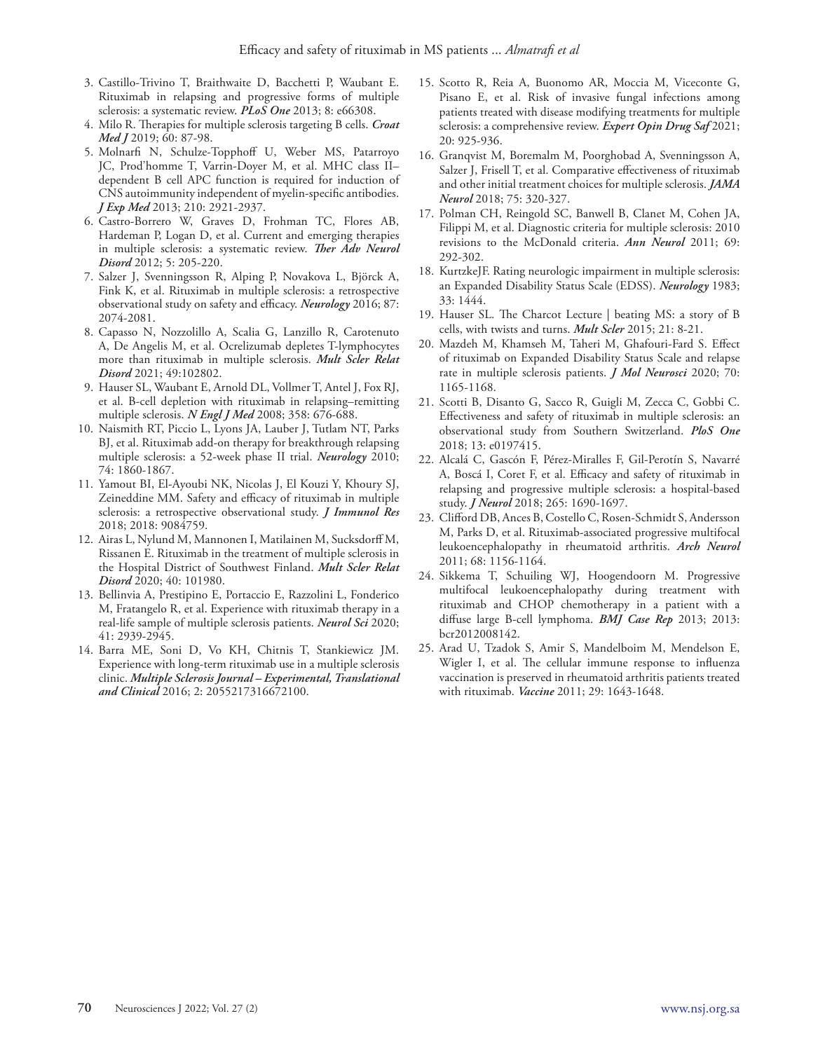3. Castillo-Trivino T, Braithwaite D, Bacchetti P, Waubant E. Rituximab in relapsing and progressive forms of multiple sclerosis: a systematic review. ***PLoS One*** 2013; 8: e66308.
4. Milo R. Therapies for multiple sclerosis targeting B cells. ***Croat Med J*** 2019; 60: 87-98.
5. Molnarfi N, Schulze-Topphoff U, Weber MS, Patarroyo JC, Prod'homme T, Varrin-Doyer M, et al. MHC class II–dependent B cell APC function is required for induction of CNS autoimmunity independent of myelin-specific antibodies. ***J Exp Med*** 2013; 210: 2921-2937.
6. Castro-Borrero W, Graves D, Frohman TC, Flores AB, Hardeman P, Logan D, et al. Current and emerging therapies in multiple sclerosis: a systematic review. ***Ther Adv Neurol Disord*** 2012; 5: 205-220.
7. Salzer J, Svenningsson R, Alping P, Novakova L, Björck A, Fink K, et al. Rituximab in multiple sclerosis: a retrospective observational study on safety and efficacy. ***Neurology*** 2016; 87: 2074-2081.
8. Capasso N, Nozzolillo A, Scalia G, Lanzillo R, Carotenuto A, De Angelis M, et al. Ocrelizumab depletes T-lymphocytes more than rituximab in multiple sclerosis. ***Mult Scler Relat Disord*** 2021; 49:102802.
9. Hauser SL, Waubant E, Arnold DL, Vollmer T, Antel J, Fox RJ, et al. B-cell depletion with rituximab in relapsing–remitting multiple sclerosis. ***N Engl J Med*** 2008; 358: 676-688.
10. Naismith RT, Piccio L, Lyons JA, Lauber J, Tutlam NT, Parks BJ, et al. Rituximab add-on therapy for breakthrough relapsing multiple sclerosis: a 52-week phase II trial. ***Neurology*** 2010; 74: 1860-1867.
11. Yamout BI, El-Ayoubi NK, Nicolas J, El Kouzi Y, Khoury SJ, Zeineddine MM. Safety and efficacy of rituximab in multiple sclerosis: a retrospective observational study. ***J Immunol Res*** 2018; 2018: 9084759.
12. Airas L, Nylund M, Mannonen I, Matilainen M, Sucksdorff M, Rissanen E. Rituximab in the treatment of multiple sclerosis in the Hospital District of Southwest Finland. ***Mult Scler Relat Disord*** 2020; 40: 101980.
13. Bellinvia A, Prestipino E, Portaccio E, Razzolini L, Fonderico M, Fratangelo R, et al. Experience with rituximab therapy in a real-life sample of multiple sclerosis patients. ***Neurol Sci*** 2020; 41: 2939-2945.
14. Barra ME, Soni D, Vo KH, Chitnis T, Stankiewicz JM. Experience with long-term rituximab use in a multiple sclerosis clinic. ***Multiple Sclerosis Journal – Experimental, Translational and Clinical*** 2016; 2: 2055217316672100.
15. Scotto R, Reia A, Buonomo AR, Moccia M, Viceconte G, Pisano E, et al. Risk of invasive fungal infections among patients treated with disease modifying treatments for multiple sclerosis: a comprehensive review. ***Expert Opin Drug Saf*** 2021; 20: 925-936.
16. Granqvist M, Boremalm M, Poorghobad A, Svenningsson A, Salzer J, Frisell T, et al. Comparative effectiveness of rituximab and other initial treatment choices for multiple sclerosis. ***JAMA Neurol*** 2018; 75: 320-327.
17. Polman CH, Reingold SC, Banwell B, Clanet M, Cohen JA, Filippi M, et al. Diagnostic criteria for multiple sclerosis: 2010 revisions to the McDonald criteria. ***Ann Neurol*** 2011; 69: 292-302.
18. KurtzkeJF. Rating neurologic impairment in multiple sclerosis: an Expanded Disability Status Scale (EDSS). ***Neurology*** 1983; 33: 1444.
19. Hauser SL. The Charcot Lecture | beating MS: a story of B cells, with twists and turns. ***Mult Scler*** 2015; 21: 8-21.
20. Mazdeh M, Khamseh M, Taheri M, Ghafouri-Fard S. Effect of rituximab on Expanded Disability Status Scale and relapse rate in multiple sclerosis patients. ***J Mol Neurosci*** 2020; 70: 1165-1168.
21. Scotti B, Disanto G, Sacco R, Guigli M, Zecca C, Gobbi C. Effectiveness and safety of rituximab in multiple sclerosis: an observational study from Southern Switzerland. ***PloS One*** 2018; 13: e0197415.
22. Alcalá C, Gascón F, Pérez-Miralles F, Gil-Perotín S, Navarré A, Boscá I, Coret F, et al. Efficacy and safety of rituximab in relapsing and progressive multiple sclerosis: a hospital-based study. ***J Neurol*** 2018; 265: 1690-1697.
23. Clifford DB, Ances B, Costello C, Rosen-Schmidt S, Andersson M, Parks D, et al. Rituximab-associated progressive multifocal leukoencephalopathy in rheumatoid arthritis. ***Arch Neurol*** 2011; 68: 1156-1164.
24. Sikkema T, Schuiling WJ, Hoogendoorn M. Progressive multifocal leukoencephalopathy during treatment with rituximab and CHOP chemotherapy in a patient with a diffuse large B-cell lymphoma. ***BMJ Case Rep*** 2013; 2013: bcr2012008142.
25. Arad U, Tzadok S, Amir S, Mandelboim M, Mendelson E, Wigler I, et al. The cellular immune response to influenza vaccination is preserved in rheumatoid arthritis patients treated with rituximab. ***Vaccine*** 2011; 29: 1643-1648.